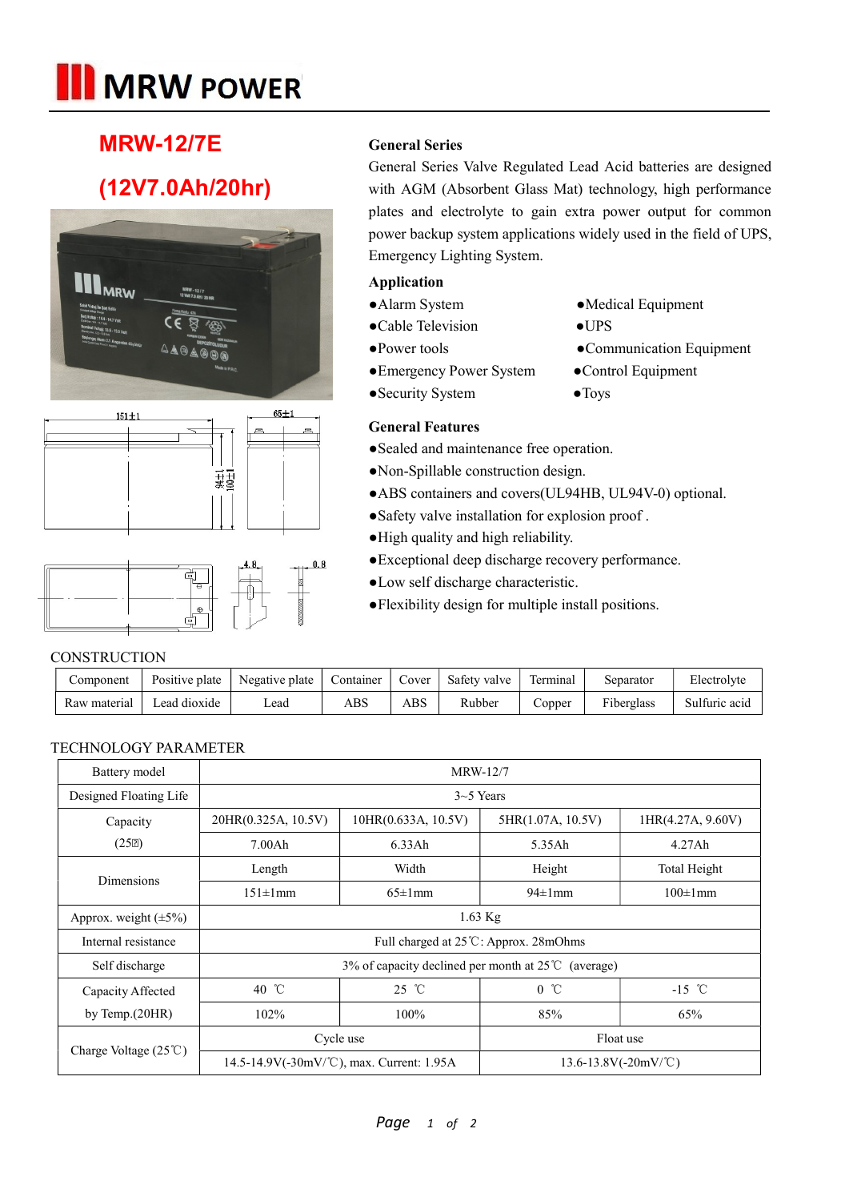# MRW POWER

## MRW-12/7E

## (12V7.0Ah/20hr)

### General Series

General Series Valve Regulated Lead Acid batteries are designed with AGM (Absorbent Glass Mat) technology, high performance plates and electrolyte to gain extra power output for common power backup system applications widely used in the field of UPS, Emergency Lighting System.

### Application

- ●Alarm System
- ●Cable Television
- ●Power tools
- ●Emergency Power System
- ●Security System
- ●Medical Equipment
- ●UPS
- ●Communication Equipment
- ●Control Equipment
- ●Toys

### General Features

- ●Sealed and maintenance free operation.
- ●Non-Spillable construction design.
- ●ABS containers and covers(UL94HB, UL94V-0) optional.
- ●Safety valve installation for explosion proof .
- ●High quality and high reliability.
- ●Exceptional deep discharge recovery performance.
- ●Low self discharge characteristic.
- ●Flexibility design for multiple install positions.

151±1 65±1 94±1 100±1 4.8 0.8

### CONSTRUCTION

| Component | Positive plate | Negative plate | Container | Cover | Safety valve | Terminal | Separator | Electrolyte |
|---|---|---|---|---|---|---|---|---|
| Raw material | Lead dioxide | Lead | ABS | ABS | Rubber | Copper | Fiberglass | Sulfuric acid |

### TECHNOLOGY PARAMETER

| Battery model | MRW-12/7 | | | |
|---|---|---|---|---|
| Designed Floating Life | 3~5 Years | | | |
| Capacity (25℃) | 20HR(0.325A, 10.5V) | 10HR(0.633A, 10.5V) | 5HR(1.07A, 10.5V) | 1HR(4.27A, 9.60V) |
| | 7.00Ah | 6.33Ah | 5.35Ah | 4.27Ah |
| Dimensions | Length | Width | Height | Total Height |
| | 151±1mm | 65±1mm | 94±1mm | 100±1mm |
| Approx. weight (±5%) | 1.63 Kg | | | |
| Internal resistance | Full charged at 25℃: Approx. 28mOhms | | | |
| Self discharge | 3% of capacity declined per month at 25℃ (average) | | | |
| Capacity Affected by Temp.(20HR) | 40 ℃ | 25 ℃ | 0 ℃ | -15 ℃ |
| | 102% | 100% | 85% | 65% |
| Charge Voltage (25℃) | Cycle use | | Float use | |
| | 14.5-14.9V(-30mV/℃), max. Current: 1.95A | | 13.6-13.8V(-20mV/℃) | |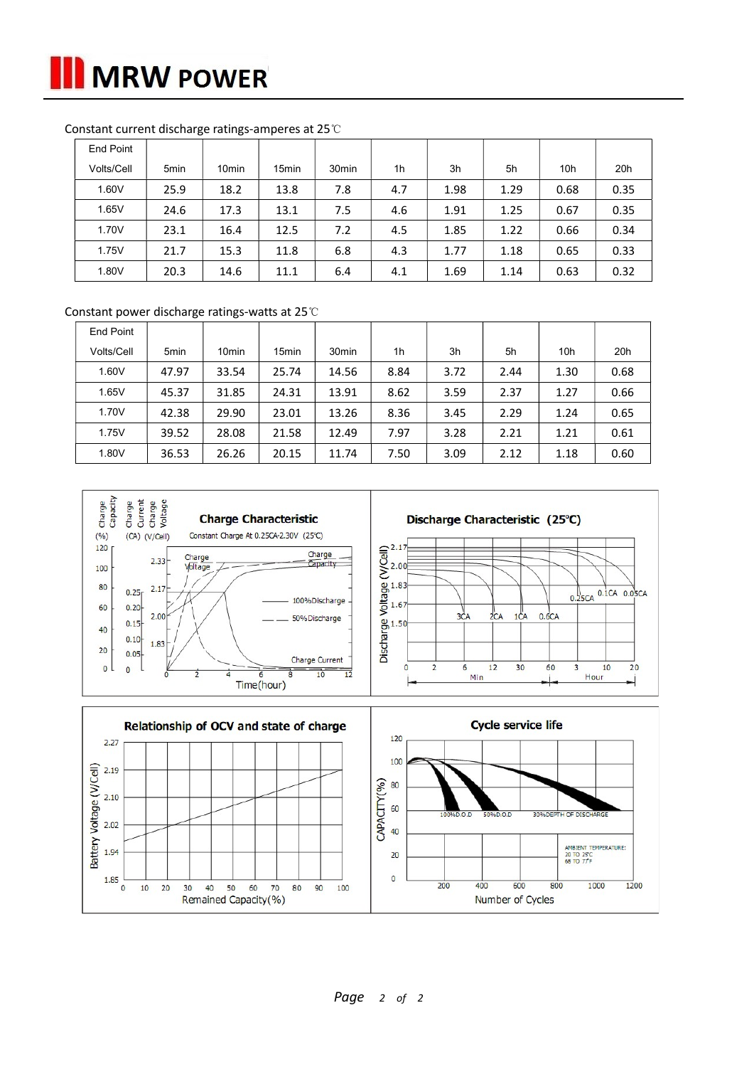Constant current discharge ratings-amperes at 25℃

| End Point Volts/Cell | 5min | 10min | 15min | 30min | 1h | 3h | 5h | 10h | 20h |
|---|---|---|---|---|---|---|---|---|---|
| 1.60V | 25.9 | 18.2 | 13.8 | 7.8 | 4.7 | 1.98 | 1.29 | 0.68 | 0.35 |
| 1.65V | 24.6 | 17.3 | 13.1 | 7.5 | 4.6 | 1.91 | 1.25 | 0.67 | 0.35 |
| 1.70V | 23.1 | 16.4 | 12.5 | 7.2 | 4.5 | 1.85 | 1.22 | 0.66 | 0.34 |
| 1.75V | 21.7 | 15.3 | 11.8 | 6.8 | 4.3 | 1.77 | 1.18 | 0.65 | 0.33 |
| 1.80V | 20.3 | 14.6 | 11.1 | 6.4 | 4.1 | 1.69 | 1.14 | 0.63 | 0.32 |

Constant power discharge ratings-watts at 25℃

| End Point Volts/Cell | 5min | 10min | 15min | 30min | 1h | 3h | 5h | 10h | 20h |
|---|---|---|---|---|---|---|---|---|---|
| 1.60V | 47.97 | 33.54 | 25.74 | 14.56 | 8.84 | 3.72 | 2.44 | 1.30 | 0.68 |
| 1.65V | 45.37 | 31.85 | 24.31 | 13.91 | 8.62 | 3.59 | 2.37 | 1.27 | 0.66 |
| 1.70V | 42.38 | 29.90 | 23.01 | 13.26 | 8.36 | 3.45 | 2.29 | 1.24 | 0.65 |
| 1.75V | 39.52 | 28.08 | 21.58 | 12.49 | 7.97 | 3.28 | 2.21 | 1.21 | 0.61 |
| 1.80V | 36.53 | 26.26 | 20.15 | 11.74 | 7.50 | 3.09 | 2.12 | 1.18 | 0.60 |

**Charge Characteristic**

Constant Charge At 0.25CA-2.30V (25℃)

Charge Capacity (%) Charge Current (CA) Charge Voltage (V/Cell)

120 100 80 60 40 20 0

0.25 0.20 0.15 0.10 0.05 0

2.33 2.17 2.00 1.83

Charge Voltage

Charge Capacity

100%Discharge

50%Discharge

Charge Current

0 2 4 6 8 10 12

Time(hour)

**Discharge Characteristic (25℃)**

Discharge Voltage (V/Cell)

2.17 2.00 1.83 1.67 1.50

3CA 2CA 1CA 0.6CA 0.25CA 0.1CA 0.05CA

0 2 6 12 30 60 3 10 20

Min Hour

**Relationship of OCV and state of charge**

Battery Voltage (V/Cell)

2.27 2.19 2.10 2.02 1.94 1.85

0 10 20 30 40 50 60 70 80 90 100

Remained Capacity(%)

**Cycle service life**

CAPACITY(%)

120 100 80 60 40 20 0

100%D.O.D 50%D.O.D 30%DEPTH OF DISCHARGE

AMBIENT TEMPERATURE: 20 TO 25℃ 68 TO 77℉

200 400 600 800 1000 1200

Number of Cycles